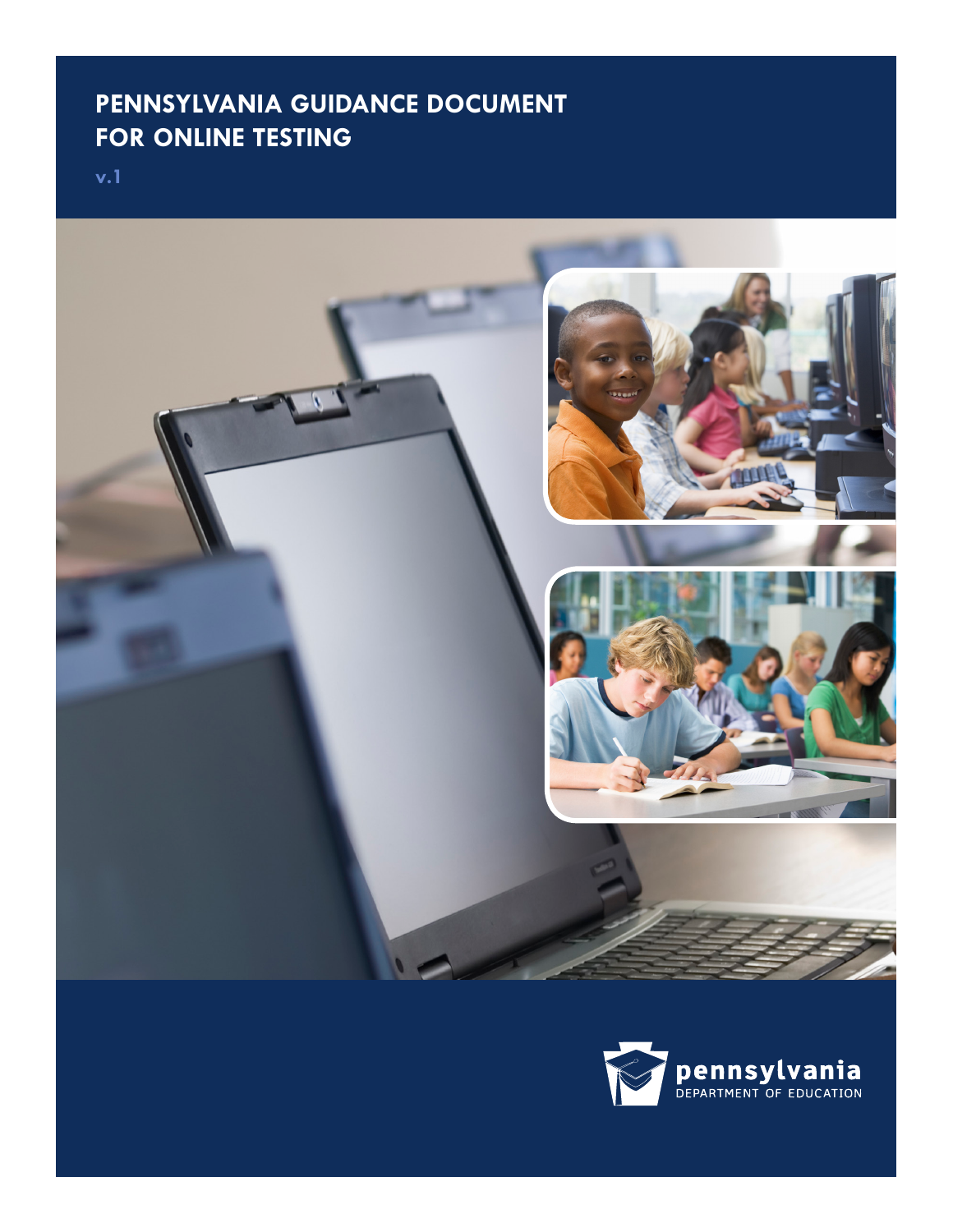# PENNSYLVANIA GUIDANCE DOCUMENT FOR ONLINE TESTING

v.1

pennsylvania
DEPARTMENT OF EDUCATION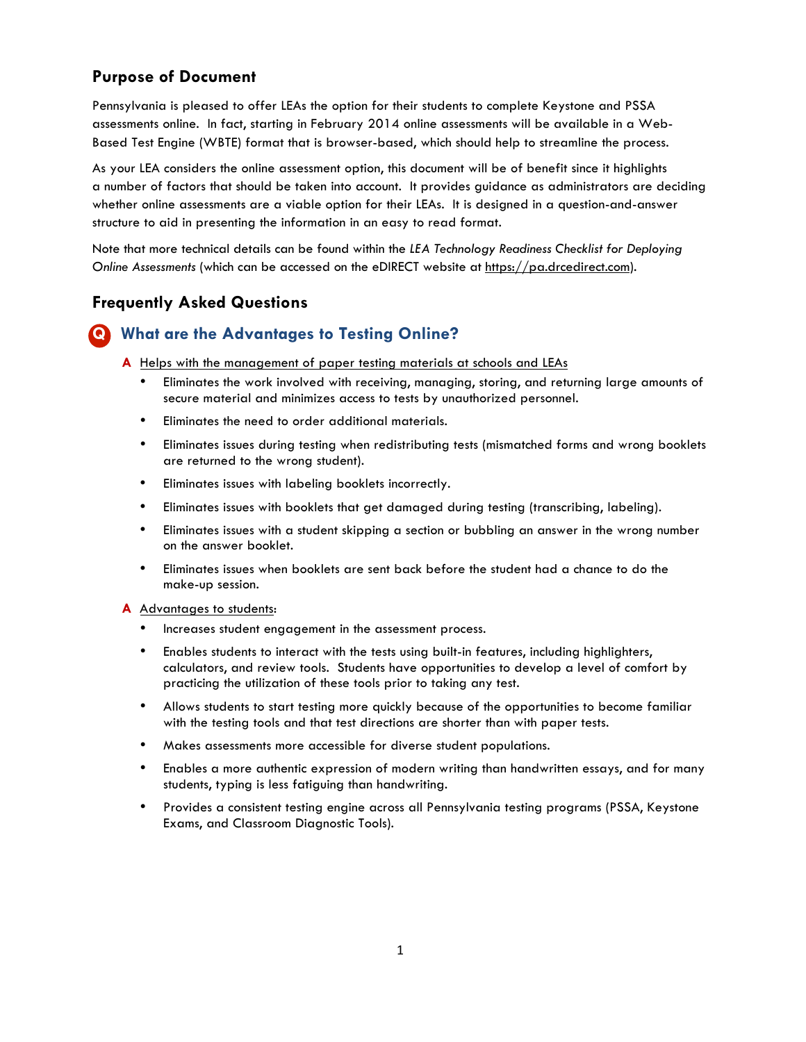## Purpose of Document

Pennsylvania is pleased to offer LEAs the option for their students to complete Keystone and PSSA assessments online. In fact, starting in February 2014 online assessments will be available in a Web-Based Test Engine (WBTE) format that is browser-based, which should help to streamline the process.

As your LEA considers the online assessment option, this document will be of benefit since it highlights a number of factors that should be taken into account. It provides guidance as administrators are deciding whether online assessments are a viable option for their LEAs. It is designed in a question-and-answer structure to aid in presenting the information in an easy to read format.

Note that more technical details can be found within the *LEA Technology Readiness Checklist for Deploying Online Assessments* (which can be accessed on the eDIRECT website at https://pa.drcedirect.com).

## Frequently Asked Questions

### Q What are the Advantages to Testing Online?

**A** Helps with the management of paper testing materials at schools and LEAs

- Eliminates the work involved with receiving, managing, storing, and returning large amounts of secure material and minimizes access to tests by unauthorized personnel.
- Eliminates the need to order additional materials.
- Eliminates issues during testing when redistributing tests (mismatched forms and wrong booklets are returned to the wrong student).
- Eliminates issues with labeling booklets incorrectly.
- Eliminates issues with booklets that get damaged during testing (transcribing, labeling).
- Eliminates issues with a student skipping a section or bubbling an answer in the wrong number on the answer booklet.
- Eliminates issues when booklets are sent back before the student had a chance to do the make-up session.

**A** Advantages to students:

- Increases student engagement in the assessment process.
- Enables students to interact with the tests using built-in features, including highlighters, calculators, and review tools. Students have opportunities to develop a level of comfort by practicing the utilization of these tools prior to taking any test.
- Allows students to start testing more quickly because of the opportunities to become familiar with the testing tools and that test directions are shorter than with paper tests.
- Makes assessments more accessible for diverse student populations.
- Enables a more authentic expression of modern writing than handwritten essays, and for many students, typing is less fatiguing than handwriting.
- Provides a consistent testing engine across all Pennsylvania testing programs (PSSA, Keystone Exams, and Classroom Diagnostic Tools).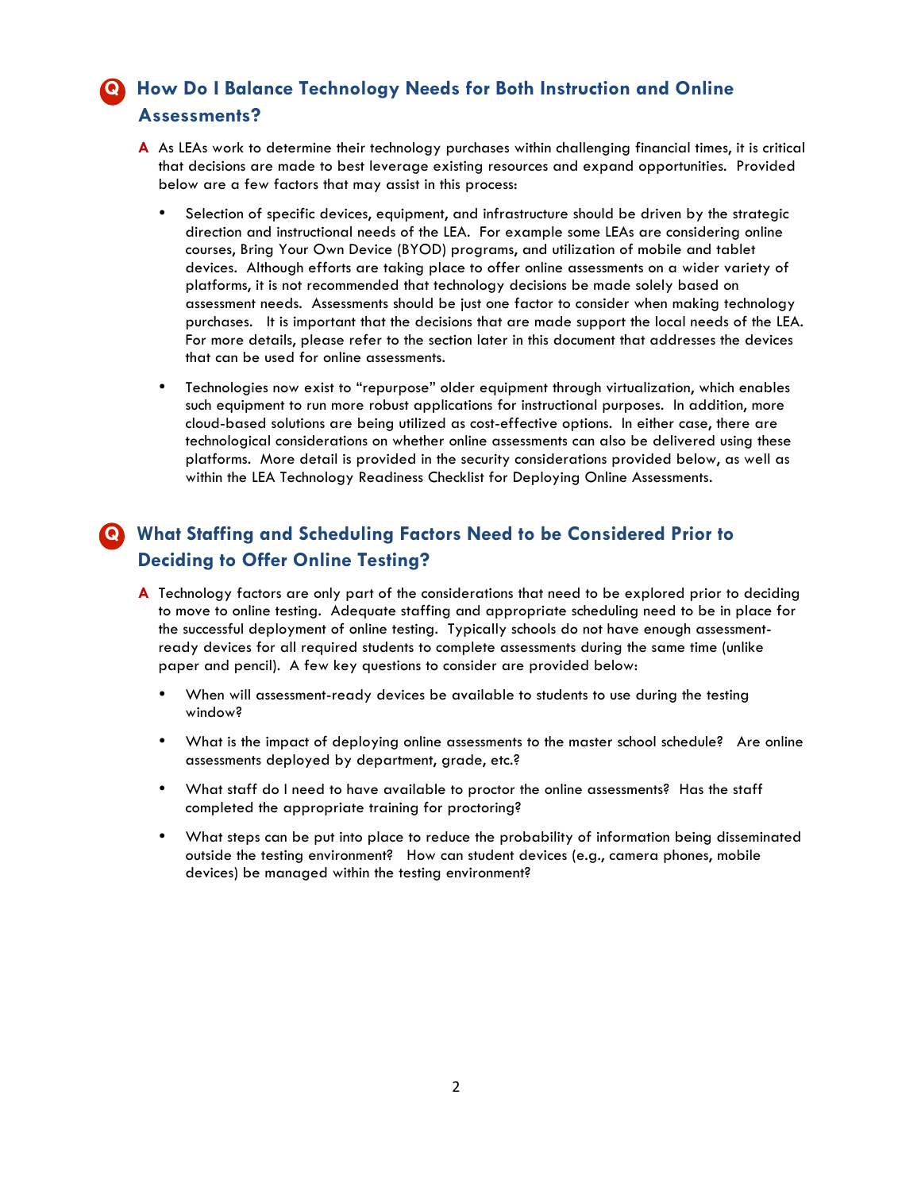## Q How Do I Balance Technology Needs for Both Instruction and Online Assessments?

**A** As LEAs work to determine their technology purchases within challenging financial times, it is critical that decisions are made to best leverage existing resources and expand opportunities. Provided below are a few factors that may assist in this process:

- Selection of specific devices, equipment, and infrastructure should be driven by the strategic direction and instructional needs of the LEA. For example some LEAs are considering online courses, Bring Your Own Device (BYOD) programs, and utilization of mobile and tablet devices. Although efforts are taking place to offer online assessments on a wider variety of platforms, it is not recommended that technology decisions be made solely based on assessment needs. Assessments should be just one factor to consider when making technology purchases. It is important that the decisions that are made support the local needs of the LEA. For more details, please refer to the section later in this document that addresses the devices that can be used for online assessments.

- Technologies now exist to "repurpose" older equipment through virtualization, which enables such equipment to run more robust applications for instructional purposes. In addition, more cloud-based solutions are being utilized as cost-effective options. In either case, there are technological considerations on whether online assessments can also be delivered using these platforms. More detail is provided in the security considerations provided below, as well as within the LEA Technology Readiness Checklist for Deploying Online Assessments.

## Q What Staffing and Scheduling Factors Need to be Considered Prior to Deciding to Offer Online Testing?

**A** Technology factors are only part of the considerations that need to be explored prior to deciding to move to online testing. Adequate staffing and appropriate scheduling need to be in place for the successful deployment of online testing. Typically schools do not have enough assessment-ready devices for all required students to complete assessments during the same time (unlike paper and pencil). A few key questions to consider are provided below:

- When will assessment-ready devices be available to students to use during the testing window?

- What is the impact of deploying online assessments to the master school schedule? Are online assessments deployed by department, grade, etc.?

- What staff do I need to have available to proctor the online assessments? Has the staff completed the appropriate training for proctoring?

- What steps can be put into place to reduce the probability of information being disseminated outside the testing environment? How can student devices (e.g., camera phones, mobile devices) be managed within the testing environment?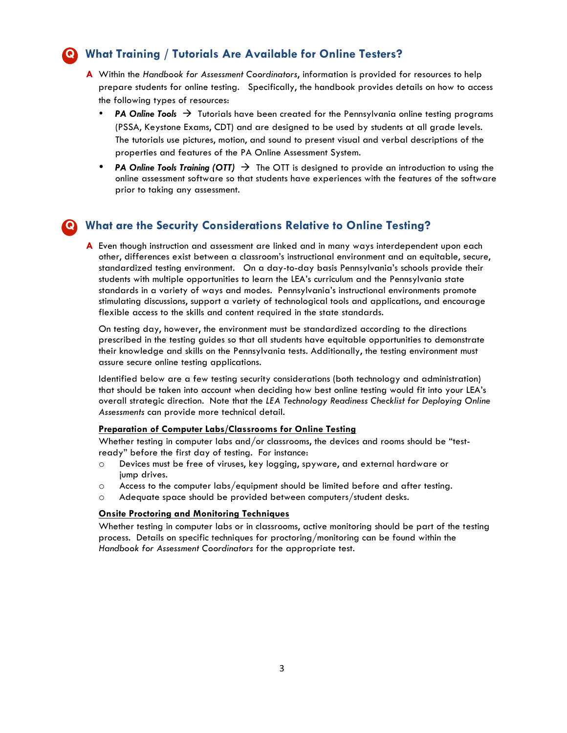## Q What Training / Tutorials Are Available for Online Testers?

**A** Within the *Handbook for Assessment Coordinators*, information is provided for resources to help prepare students for online testing. Specifically, the handbook provides details on how to access the following types of resources:

- ***PA Online Tools*** → Tutorials have been created for the Pennsylvania online testing programs (PSSA, Keystone Exams, CDT) and are designed to be used by students at all grade levels. The tutorials use pictures, motion, and sound to present visual and verbal descriptions of the properties and features of the PA Online Assessment System.
- ***PA Online Tools Training (OTT)*** → The OTT is designed to provide an introduction to using the online assessment software so that students have experiences with the features of the software prior to taking any assessment.

## Q What are the Security Considerations Relative to Online Testing?

**A** Even though instruction and assessment are linked and in many ways interdependent upon each other, differences exist between a classroom's instructional environment and an equitable, secure, standardized testing environment. On a day-to-day basis Pennsylvania's schools provide their students with multiple opportunities to learn the LEA's curriculum and the Pennsylvania state standards in a variety of ways and modes. Pennsylvania's instructional environments promote stimulating discussions, support a variety of technological tools and applications, and encourage flexible access to the skills and content required in the state standards.

On testing day, however, the environment must be standardized according to the directions prescribed in the testing guides so that all students have equitable opportunities to demonstrate their knowledge and skills on the Pennsylvania tests. Additionally, the testing environment must assure secure online testing applications.

Identified below are a few testing security considerations (both technology and administration) that should be taken into account when deciding how best online testing would fit into your LEA's overall strategic direction. Note that the *LEA Technology Readiness Checklist for Deploying Online Assessments* can provide more technical detail.

**Preparation of Computer Labs/Classrooms for Online Testing**

Whether testing in computer labs and/or classrooms, the devices and rooms should be "test-ready" before the first day of testing. For instance:

- Devices must be free of viruses, key logging, spyware, and external hardware or jump drives.
- Access to the computer labs/equipment should be limited before and after testing.
- Adequate space should be provided between computers/student desks.

**Onsite Proctoring and Monitoring Techniques**

Whether testing in computer labs or in classrooms, active monitoring should be part of the testing process. Details on specific techniques for proctoring/monitoring can be found within the *Handbook for Assessment Coordinators* for the appropriate test.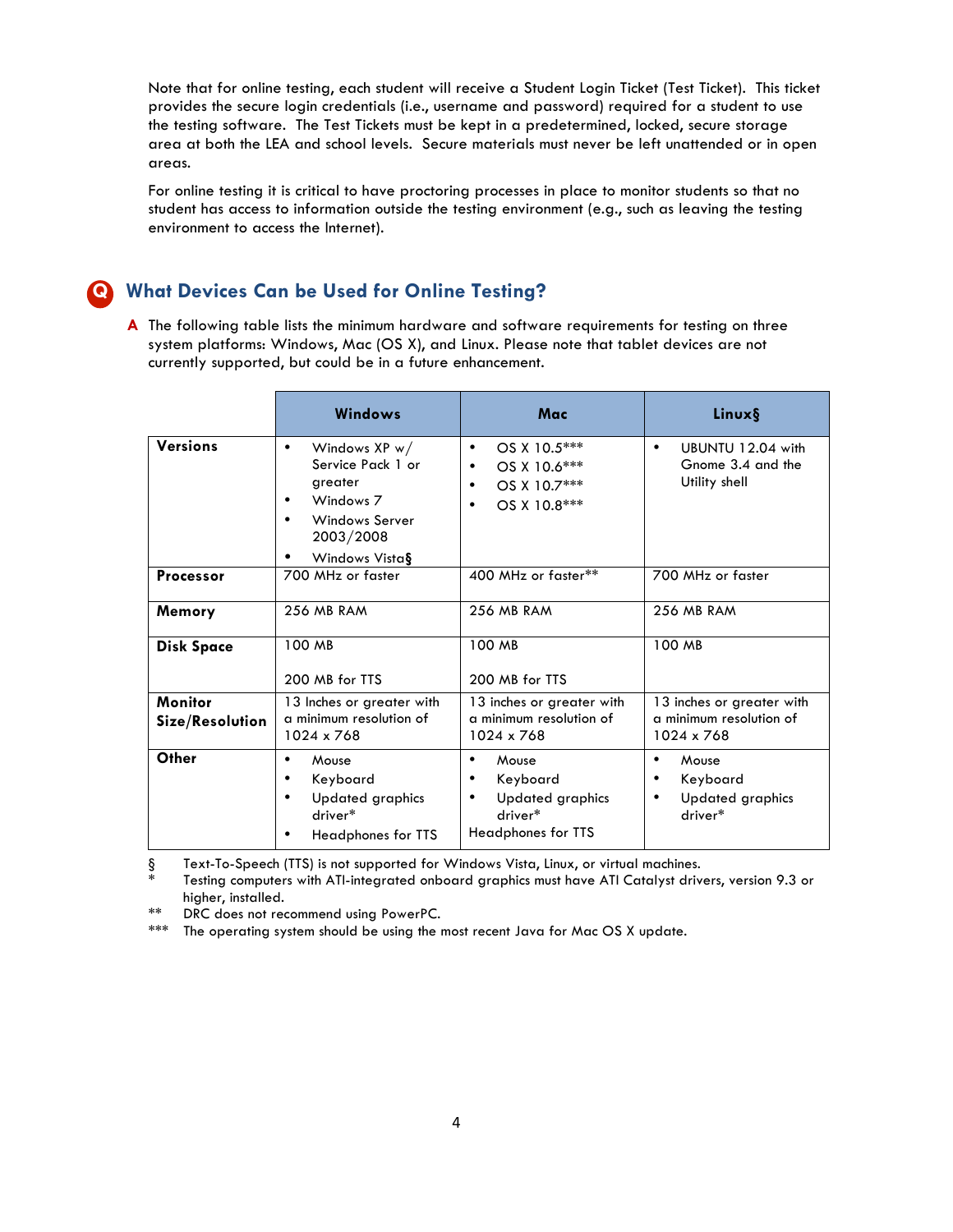Note that for online testing, each student will receive a Student Login Ticket (Test Ticket). This ticket provides the secure login credentials (i.e., username and password) required for a student to use the testing software. The Test Tickets must be kept in a predetermined, locked, secure storage area at both the LEA and school levels. Secure materials must never be left unattended or in open areas.

For online testing it is critical to have proctoring processes in place to monitor students so that no student has access to information outside the testing environment (e.g., such as leaving the testing environment to access the Internet).

## What Devices Can be Used for Online Testing?

**A** The following table lists the minimum hardware and software requirements for testing on three system platforms: Windows, Mac (OS X), and Linux. Please note that tablet devices are not currently supported, but could be in a future enhancement.

| | **Windows** | **Mac** | **Linux§** |
|---|---|---|---|
| **Versions** | • Windows XP w/ Service Pack 1 or greater<br>• Windows 7<br>• Windows Server 2003/2008<br>• Windows Vista§ | • OS X 10.5***<br>• OS X 10.6***<br>• OS X 10.7***<br>• OS X 10.8*** | • UBUNTU 12.04 with Gnome 3.4 and the Utility shell |
| **Processor** | 700 MHz or faster | 400 MHz or faster** | 700 MHz or faster |
| **Memory** | 256 MB RAM | 256 MB RAM | 256 MB RAM |
| **Disk Space** | 100 MB<br><br>200 MB for TTS | 100 MB<br><br>200 MB for TTS | 100 MB |
| **Monitor Size/Resolution** | 13 Inches or greater with a minimum resolution of 1024 x 768 | 13 inches or greater with a minimum resolution of 1024 x 768 | 13 inches or greater with a minimum resolution of 1024 x 768 |
| **Other** | • Mouse<br>• Keyboard<br>• Updated graphics driver*<br>• Headphones for TTS | • Mouse<br>• Keyboard<br>• Updated graphics driver*<br>Headphones for TTS | • Mouse<br>• Keyboard<br>• Updated graphics driver* |

§ Text-To-Speech (TTS) is not supported for Windows Vista, Linux, or virtual machines.
* Testing computers with ATI-integrated onboard graphics must have ATI Catalyst drivers, version 9.3 or higher, installed.
** DRC does not recommend using PowerPC.
*** The operating system should be using the most recent Java for Mac OS X update.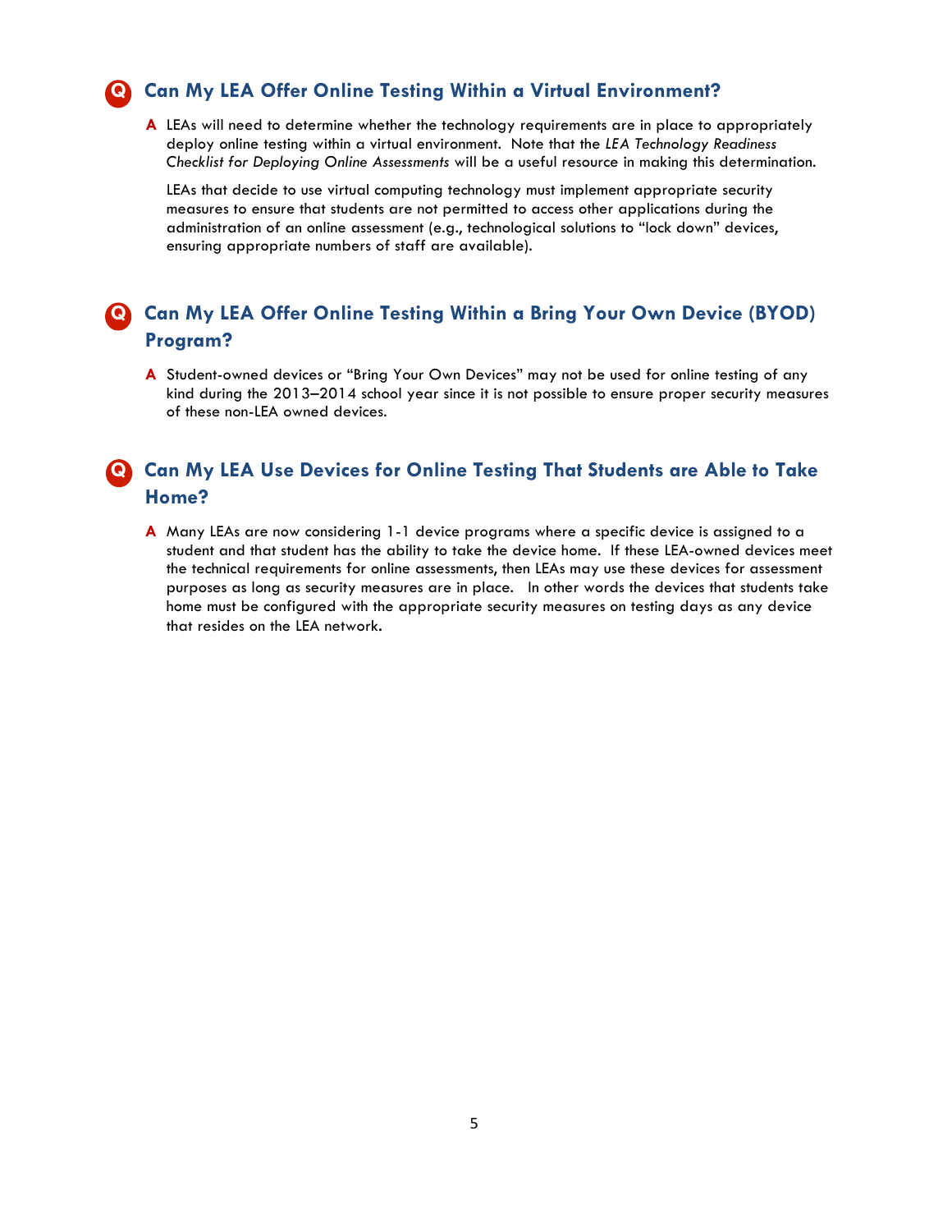## Q Can My LEA Offer Online Testing Within a Virtual Environment?

**A** LEAs will need to determine whether the technology requirements are in place to appropriately deploy online testing within a virtual environment. Note that the *LEA Technology Readiness Checklist for Deploying Online Assessments* will be a useful resource in making this determination.

LEAs that decide to use virtual computing technology must implement appropriate security measures to ensure that students are not permitted to access other applications during the administration of an online assessment (e.g., technological solutions to "lock down" devices, ensuring appropriate numbers of staff are available).

## Q Can My LEA Offer Online Testing Within a Bring Your Own Device (BYOD) Program?

**A** Student-owned devices or "Bring Your Own Devices" may not be used for online testing of any kind during the 2013–2014 school year since it is not possible to ensure proper security measures of these non-LEA owned devices.

## Q Can My LEA Use Devices for Online Testing That Students are Able to Take Home?

**A** Many LEAs are now considering 1-1 device programs where a specific device is assigned to a student and that student has the ability to take the device home. If these LEA-owned devices meet the technical requirements for online assessments, then LEAs may use these devices for assessment purposes as long as security measures are in place. In other words the devices that students take home must be configured with the appropriate security measures on testing days as any device that resides on the LEA network.